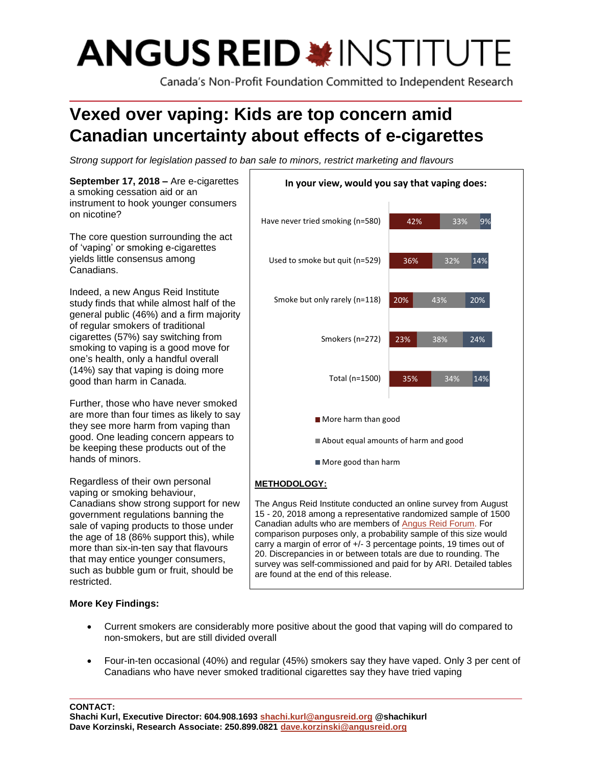# ANGUS REID INSTITUTE

Canada's Non-Profit Foundation Committed to Independent Research

# Vexed over vaping: Kids are top concern amid Canadian uncertainty about effects of e-cigarettes

*Strong support for legislation passed to ban sale to minors, restrict marketing and flavours*

**September 17, 2018 –** Are e-cigarettes a smoking cessation aid or an instrument to hook younger consumers on nicotine?

The core question surrounding the act of 'vaping' or smoking e-cigarettes yields little consensus among Canadians.

Indeed, a new Angus Reid Institute study finds that while almost half of the general public (46%) and a firm majority of regular smokers of traditional cigarettes (57%) say switching from smoking to vaping is a good move for one's health, only a handful overall (14%) say that vaping is doing more good than harm in Canada.

Further, those who have never smoked are more than four times as likely to say they see more harm from vaping than good. One leading concern appears to be keeping these products out of the hands of minors.

Regardless of their own personal vaping or smoking behaviour, Canadians show strong support for new government regulations banning the sale of vaping products to those under the age of 18 (86% support this), while more than six-in-ten say that flavours that may entice younger consumers, such as bubble gum or fruit, should be restricted.

**In your view, would you say that vaping does:**

| | More harm than good | About equal amounts of harm and good | More good than harm |
|---|---|---|---|
| Have never tried smoking (n=580) | 42% | 33% | 9% |
| Used to smoke but quit (n=529) | 36% | 32% | 14% |
| Smoke but only rarely (n=118) | 20% | 43% | 20% |
| Smokers (n=272) | 23% | 38% | 24% |
| Total (n=1500) | 35% | 34% | 14% |

**METHODOLOGY:**

The Angus Reid Institute conducted an online survey from August 15 - 20, 2018 among a representative randomized sample of 1500 Canadian adults who are members of Angus Reid Forum. For comparison purposes only, a probability sample of this size would carry a margin of error of +/- 3 percentage points, 19 times out of 20. Discrepancies in or between totals are due to rounding. The survey was self-commissioned and paid for by ARI. Detailed tables are found at the end of this release.

**More Key Findings:**

- Current smokers are considerably more positive about the good that vaping will do compared to non-smokers, but are still divided overall
- Four-in-ten occasional (40%) and regular (45%) smokers say they have vaped. Only 3 per cent of Canadians who have never smoked traditional cigarettes say they have tried vaping

**CONTACT:**
**Shachi Kurl, Executive Director: 604.908.1693 shachi.kurl@angusreid.org @shachikurl**
**Dave Korzinski, Research Associate: 250.899.0821 dave.korzinski@angusreid.org**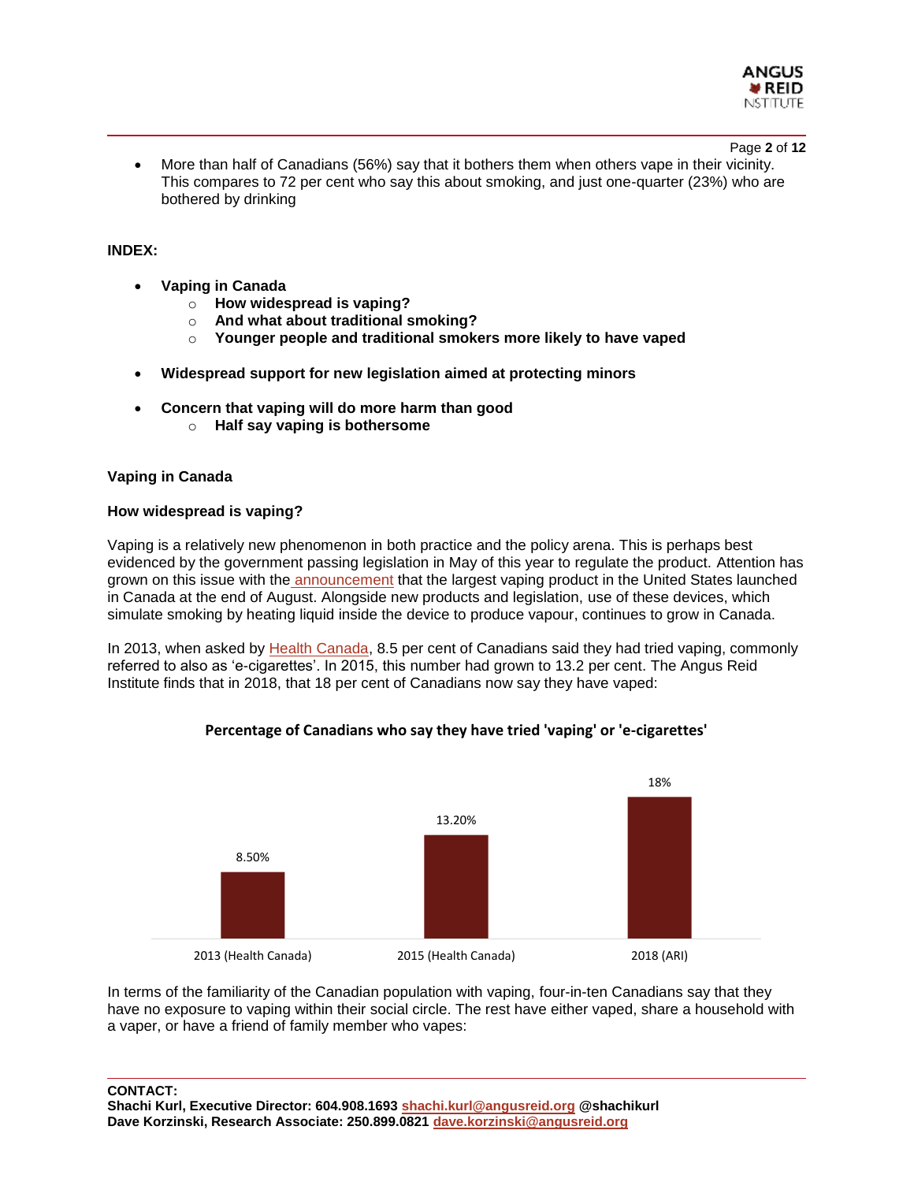- More than half of Canadians (56%) say that it bothers them when others vape in their vicinity. This compares to 72 per cent who say this about smoking, and just one-quarter (23%) who are bothered by drinking

**INDEX:**

- **Vaping in Canada**
  - **How widespread is vaping?**
  - **And what about traditional smoking?**
  - **Younger people and traditional smokers more likely to have vaped**
- **Widespread support for new legislation aimed at protecting minors**
- **Concern that vaping will do more harm than good**
  - **Half say vaping is bothersome**

## Vaping in Canada

### How widespread is vaping?

Vaping is a relatively new phenomenon in both practice and the policy arena. This is perhaps best evidenced by the government passing legislation in May of this year to regulate the product. Attention has grown on this issue with the announcement that the largest vaping product in the United States launched in Canada at the end of August. Alongside new products and legislation, use of these devices, which simulate smoking by heating liquid inside the device to produce vapour, continues to grow in Canada.

In 2013, when asked by Health Canada, 8.5 per cent of Canadians said they had tried vaping, commonly referred to also as 'e-cigarettes'. In 2015, this number had grown to 13.2 per cent. The Angus Reid Institute finds that in 2018, that 18 per cent of Canadians now say they have vaped:

**Percentage of Canadians who say they have tried 'vaping' or 'e-cigarettes'**

| 2013 (Health Canada) | 2015 (Health Canada) | 2018 (ARI) |
|---|---|---|
| 8.50% | 13.20% | 18% |

In terms of the familiarity of the Canadian population with vaping, four-in-ten Canadians say that they have no exposure to vaping within their social circle. The rest have either vaped, share a household with a vaper, or have a friend of family member who vapes:

**CONTACT:**
**Shachi Kurl, Executive Director: 604.908.1693 shachi.kurl@angusreid.org @shachikurl**
**Dave Korzinski, Research Associate: 250.899.0821 dave.korzinski@angusreid.org**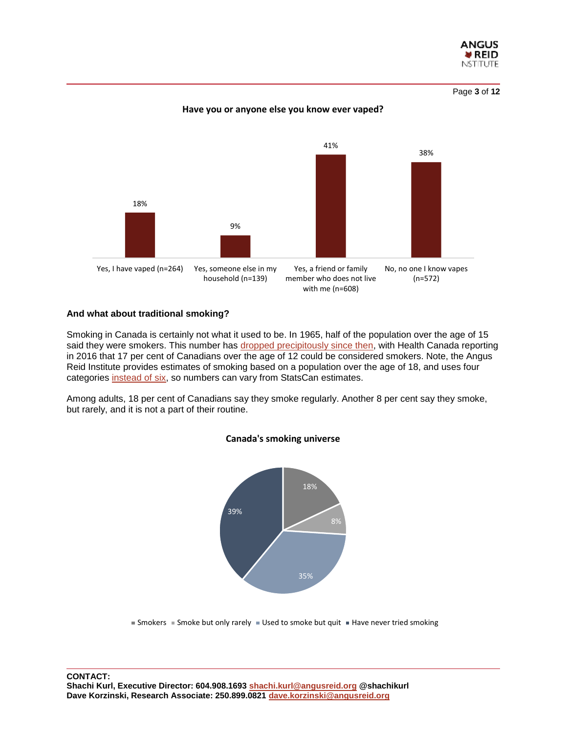**Have you or anyone else you know ever vaped?**

| Response | Percentage |
| --- | --- |
| Yes, I have vaped (n=264) | 18% |
| Yes, someone else in my household (n=139) | 9% |
| Yes, a friend or family member who does not live with me (n=608) | 41% |
| No, no one I know vapes (n=572) | 38% |

### And what about traditional smoking?

Smoking in Canada is certainly not what it used to be. In 1965, half of the population over the age of 15 said they were smokers. This number has dropped precipitously since then, with Health Canada reporting in 2016 that 17 per cent of Canadians over the age of 12 could be considered smokers. Note, the Angus Reid Institute provides estimates of smoking based on a population over the age of 18, and uses four categories instead of six, so numbers can vary from StatsCan estimates.

Among adults, 18 per cent of Canadians say they smoke regularly. Another 8 per cent say they smoke, but rarely, and it is not a part of their routine.

**Canada's smoking universe**

| Category | Percentage |
| --- | --- |
| Smokers | 18% |
| Smoke but only rarely | 8% |
| Used to smoke but quit | 35% |
| Have never tried smoking | 39% |

**CONTACT:**
**Shachi Kurl, Executive Director: 604.908.1693 shachi.kurl@angusreid.org @shachikurl**
**Dave Korzinski, Research Associate: 250.899.0821 dave.korzinski@angusreid.org**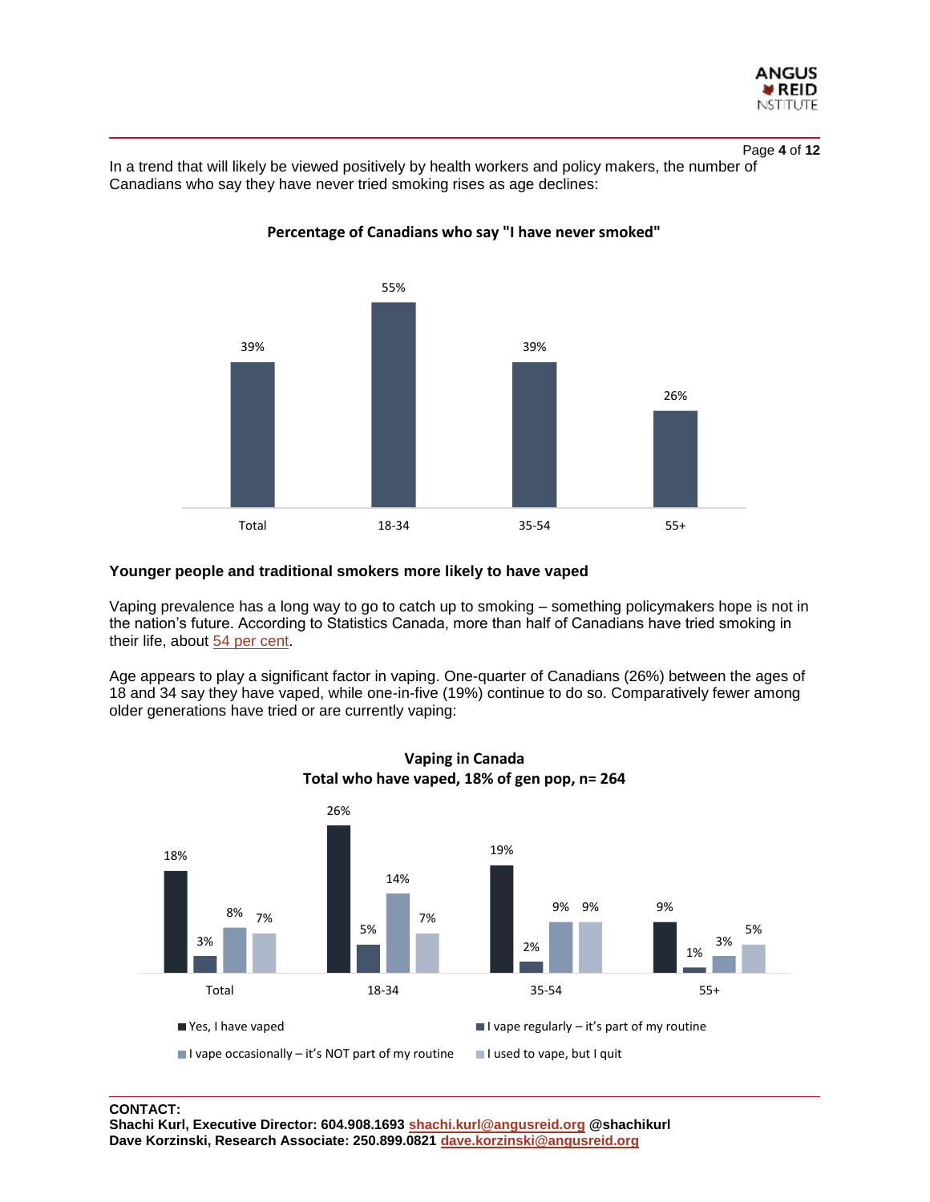In a trend that will likely be viewed positively by health workers and policy makers, the number of Canadians who say they have never tried smoking rises as age declines:

**Percentage of Canadians who say "I have never smoked"**

| | Total | 18-34 | 35-54 | 55+ |
|---|---|---|---|---|
| I have never smoked | 39% | 55% | 39% | 26% |

## Younger people and traditional smokers more likely to have vaped

Vaping prevalence has a long way to go to catch up to smoking – something policymakers hope is not in the nation's future. According to Statistics Canada, more than half of Canadians have tried smoking in their life, about 54 per cent.

Age appears to play a significant factor in vaping. One-quarter of Canadians (26%) between the ages of 18 and 34 say they have vaped, while one-in-five (19%) continue to do so. Comparatively fewer among older generations have tried or are currently vaping:

**Vaping in Canada**
**Total who have vaped, 18% of gen pop, n= 264**

| | Total | 18-34 | 35-54 | 55+ |
|---|---|---|---|---|
| Yes, I have vaped | 18% | 26% | 19% | 9% |
| I vape regularly – it's part of my routine | 3% | 5% | 2% | 1% |
| I vape occasionally – it's NOT part of my routine | 8% | 14% | 9% | 3% |
| I used to vape, but I quit | 7% | 7% | 9% | 5% |

**CONTACT:**
**Shachi Kurl, Executive Director: 604.908.1693 shachi.kurl@angusreid.org @shachikurl**
**Dave Korzinski, Research Associate: 250.899.0821 dave.korzinski@angusreid.org**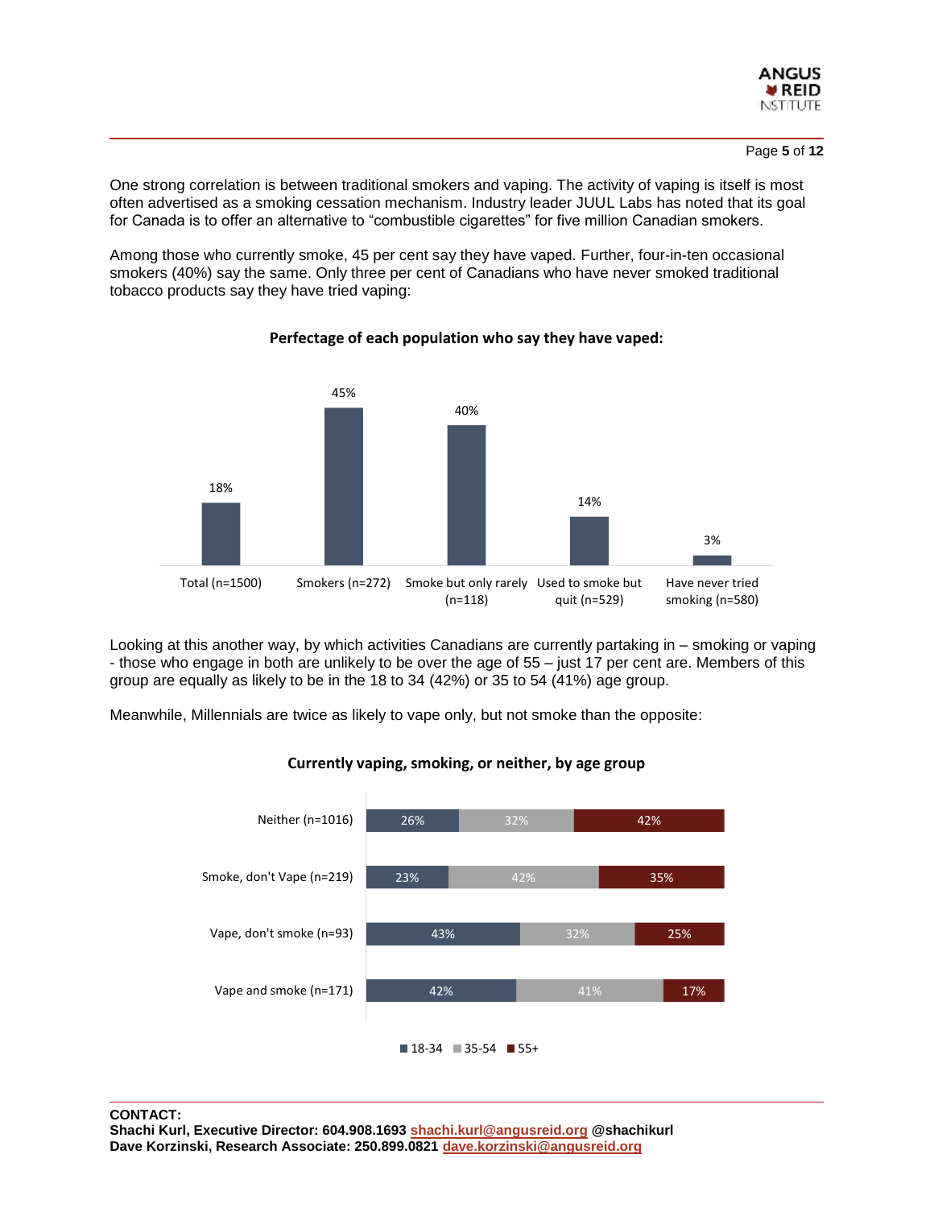One strong correlation is between traditional smokers and vaping. The activity of vaping is itself is most often advertised as a smoking cessation mechanism. Industry leader JUUL Labs has noted that its goal for Canada is to offer an alternative to "combustible cigarettes" for five million Canadian smokers.

Among those who currently smoke, 45 per cent say they have vaped. Further, four-in-ten occasional smokers (40%) say the same. Only three per cent of Canadians who have never smoked traditional tobacco products say they have tried vaping:

**Perfectage of each population who say they have vaped:**

| Population | Have vaped |
|---|---|
| Total (n=1500) | 18% |
| Smokers (n=272) | 45% |
| Smoke but only rarely (n=118) | 40% |
| Used to smoke but quit (n=529) | 14% |
| Have never tried smoking (n=580) | 3% |

Looking at this another way, by which activities Canadians are currently partaking in – smoking or vaping - those who engage in both are unlikely to be over the age of 55 – just 17 per cent are. Members of this group are equally as likely to be in the 18 to 34 (42%) or 35 to 54 (41%) age group.

Meanwhile, Millennials are twice as likely to vape only, but not smoke than the opposite:

**Currently vaping, smoking, or neither, by age group**

| | 18-34 | 35-54 | 55+ |
|---|---|---|---|
| Neither (n=1016) | 26% | 32% | 42% |
| Smoke, don't Vape (n=219) | 23% | 42% | 35% |
| Vape, don't smoke (n=93) | 43% | 32% | 25% |
| Vape and smoke (n=171) | 42% | 41% | 17% |

**CONTACT:**
**Shachi Kurl, Executive Director: 604.908.1693 shachi.kurl@angusreid.org @shachikurl**
**Dave Korzinski, Research Associate: 250.899.0821 dave.korzinski@angusreid.org**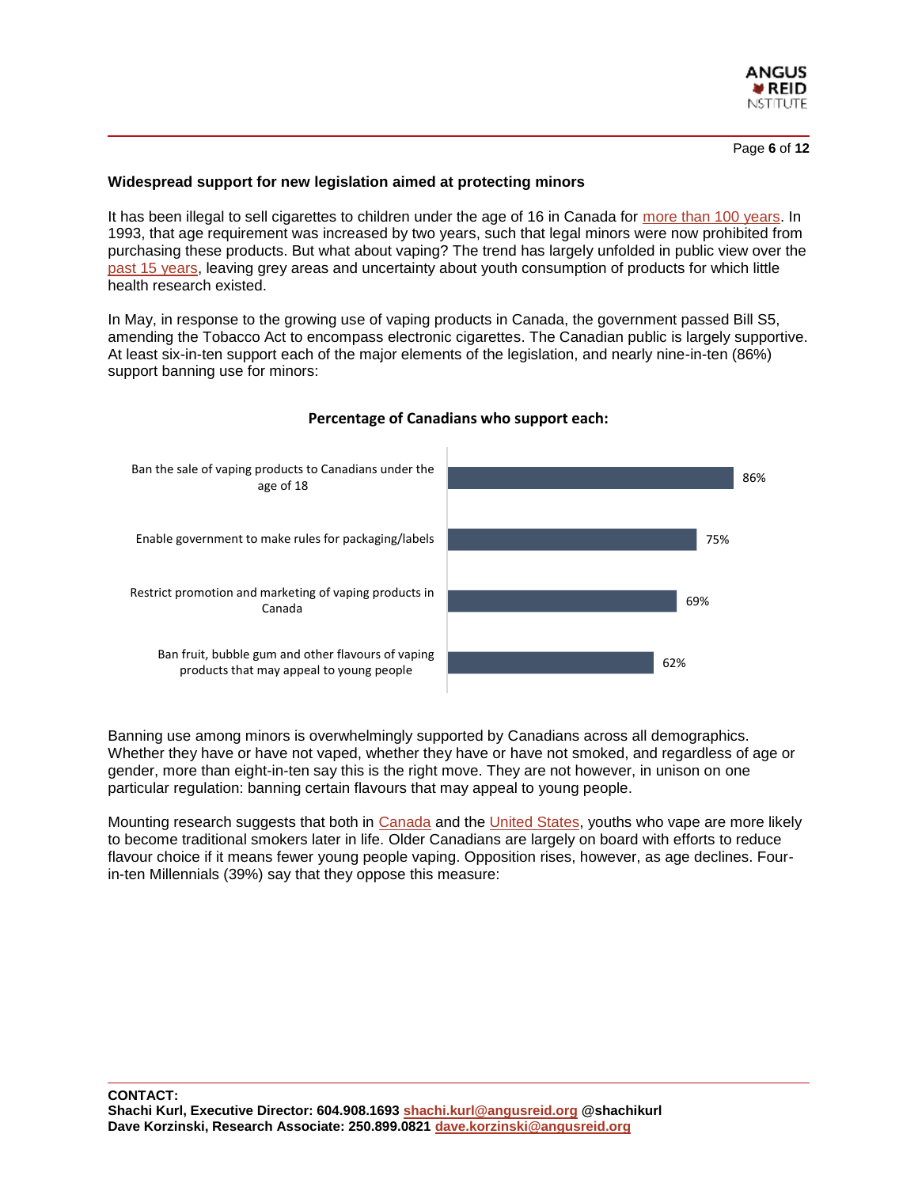### Widespread support for new legislation aimed at protecting minors

It has been illegal to sell cigarettes to children under the age of 16 in Canada for more than 100 years. In 1993, that age requirement was increased by two years, such that legal minors were now prohibited from purchasing these products. But what about vaping? The trend has largely unfolded in public view over the past 15 years, leaving grey areas and uncertainty about youth consumption of products for which little health research existed.

In May, in response to the growing use of vaping products in Canada, the government passed Bill S5, amending the Tobacco Act to encompass electronic cigarettes. The Canadian public is largely supportive. At least six-in-ten support each of the major elements of the legislation, and nearly nine-in-ten (86%) support banning use for minors:

**Percentage of Canadians who support each:**

| Measure | Support |
|---|---|
| Ban the sale of vaping products to Canadians under the age of 18 | 86% |
| Enable government to make rules for packaging/labels | 75% |
| Restrict promotion and marketing of vaping products in Canada | 69% |
| Ban fruit, bubble gum and other flavours of vaping products that may appeal to young people | 62% |

Banning use among minors is overwhelmingly supported by Canadians across all demographics. Whether they have or have not vaped, whether they have or have not smoked, and regardless of age or gender, more than eight-in-ten say this is the right move. They are not however, in unison on one particular regulation: banning certain flavours that may appeal to young people.

Mounting research suggests that both in Canada and the United States, youths who vape are more likely to become traditional smokers later in life. Older Canadians are largely on board with efforts to reduce flavour choice if it means fewer young people vaping. Opposition rises, however, as age declines. Four-in-ten Millennials (39%) say that they oppose this measure:

**CONTACT:**
**Shachi Kurl, Executive Director: 604.908.1693 shachi.kurl@angusreid.org @shachikurl**
**Dave Korzinski, Research Associate: 250.899.0821 dave.korzinski@angusreid.org**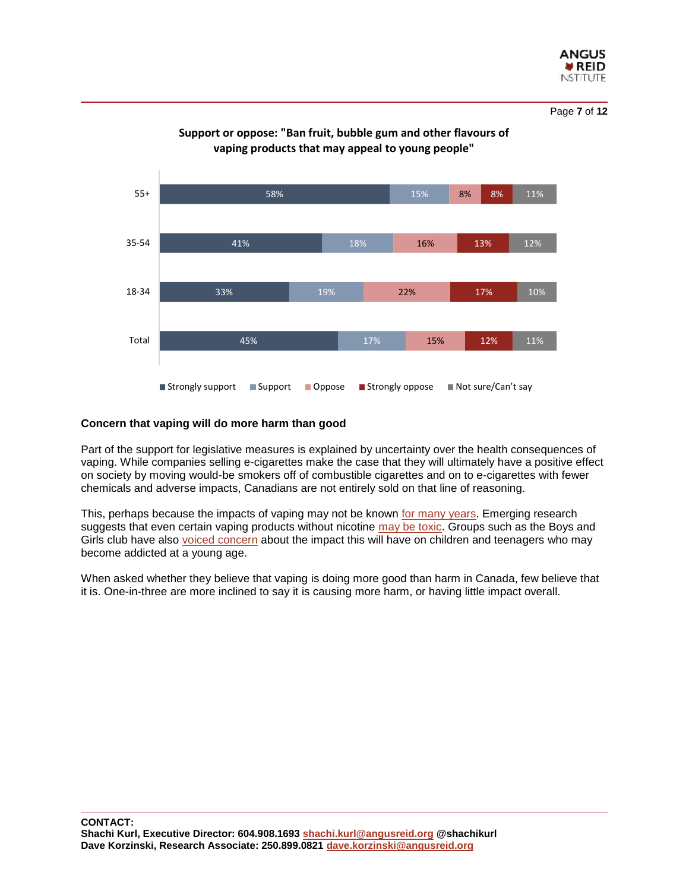**Support or oppose: "Ban fruit, bubble gum and other flavours of vaping products that may appeal to young people"**

| | Strongly support | Support | Oppose | Strongly oppose | Not sure/Can't say |
|---|---|---|---|---|---|
| 55+ | 58% | 15% | 8% | 8% | 11% |
| 35-54 | 41% | 18% | 16% | 13% | 12% |
| 18-34 | 33% | 19% | 22% | 17% | 10% |
| Total | 45% | 17% | 15% | 12% | 11% |

### Concern that vaping will do more harm than good

Part of the support for legislative measures is explained by uncertainty over the health consequences of vaping. While companies selling e-cigarettes make the case that they will ultimately have a positive effect on society by moving would-be smokers off of combustible cigarettes and on to e-cigarettes with fewer chemicals and adverse impacts, Canadians are not entirely sold on that line of reasoning.

This, perhaps because the impacts of vaping may not be known for many years. Emerging research suggests that even certain vaping products without nicotine may be toxic. Groups such as the Boys and Girls club have also voiced concern about the impact this will have on children and teenagers who may become addicted at a young age.

When asked whether they believe that vaping is doing more good than harm in Canada, few believe that it is. One-in-three are more inclined to say it is causing more harm, or having little impact overall.

**CONTACT:**
**Shachi Kurl, Executive Director: 604.908.1693 shachi.kurl@angusreid.org @shachikurl**
**Dave Korzinski, Research Associate: 250.899.0821 dave.korzinski@angusreid.org**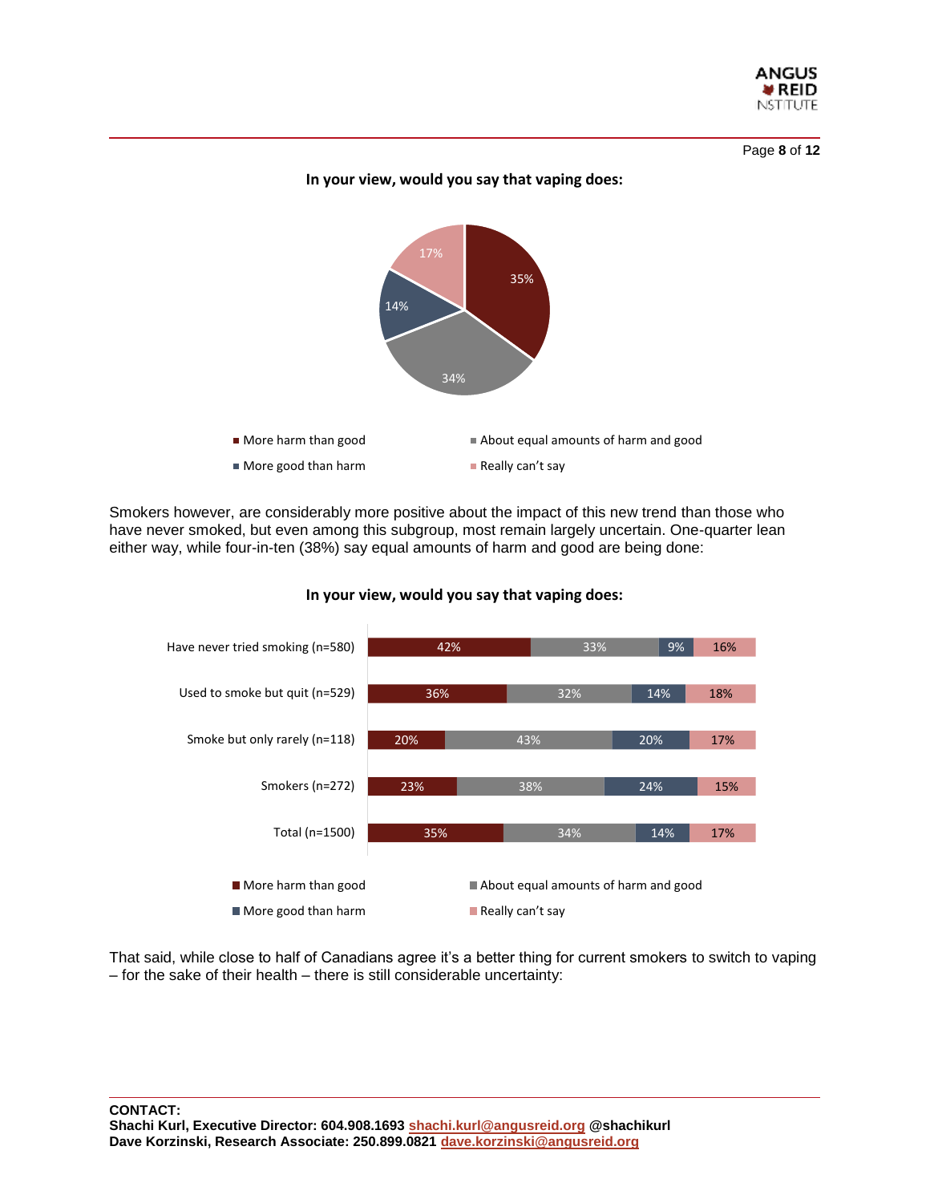**In your view, would you say that vaping does:**

| Response | % |
|---|---|
| More harm than good | 35% |
| About equal amounts of harm and good | 34% |
| More good than harm | 14% |
| Really can't say | 17% |

Smokers however, are considerably more positive about the impact of this new trend than those who have never smoked, but even among this subgroup, most remain largely uncertain. One-quarter lean either way, while four-in-ten (38%) say equal amounts of harm and good are being done:

**In your view, would you say that vaping does:**

| | More harm than good | About equal amounts of harm and good | More good than harm | Really can't say |
|---|---|---|---|---|
| Have never tried smoking (n=580) | 42% | 33% | 9% | 16% |
| Used to smoke but quit (n=529) | 36% | 32% | 14% | 18% |
| Smoke but only rarely (n=118) | 20% | 43% | 20% | 17% |
| Smokers (n=272) | 23% | 38% | 24% | 15% |
| Total (n=1500) | 35% | 34% | 14% | 17% |

That said, while close to half of Canadians agree it's a better thing for current smokers to switch to vaping – for the sake of their health – there is still considerable uncertainty:

**CONTACT:**
**Shachi Kurl, Executive Director: 604.908.1693 shachi.kurl@angusreid.org @shachikurl**
**Dave Korzinski, Research Associate: 250.899.0821 dave.korzinski@angusreid.org**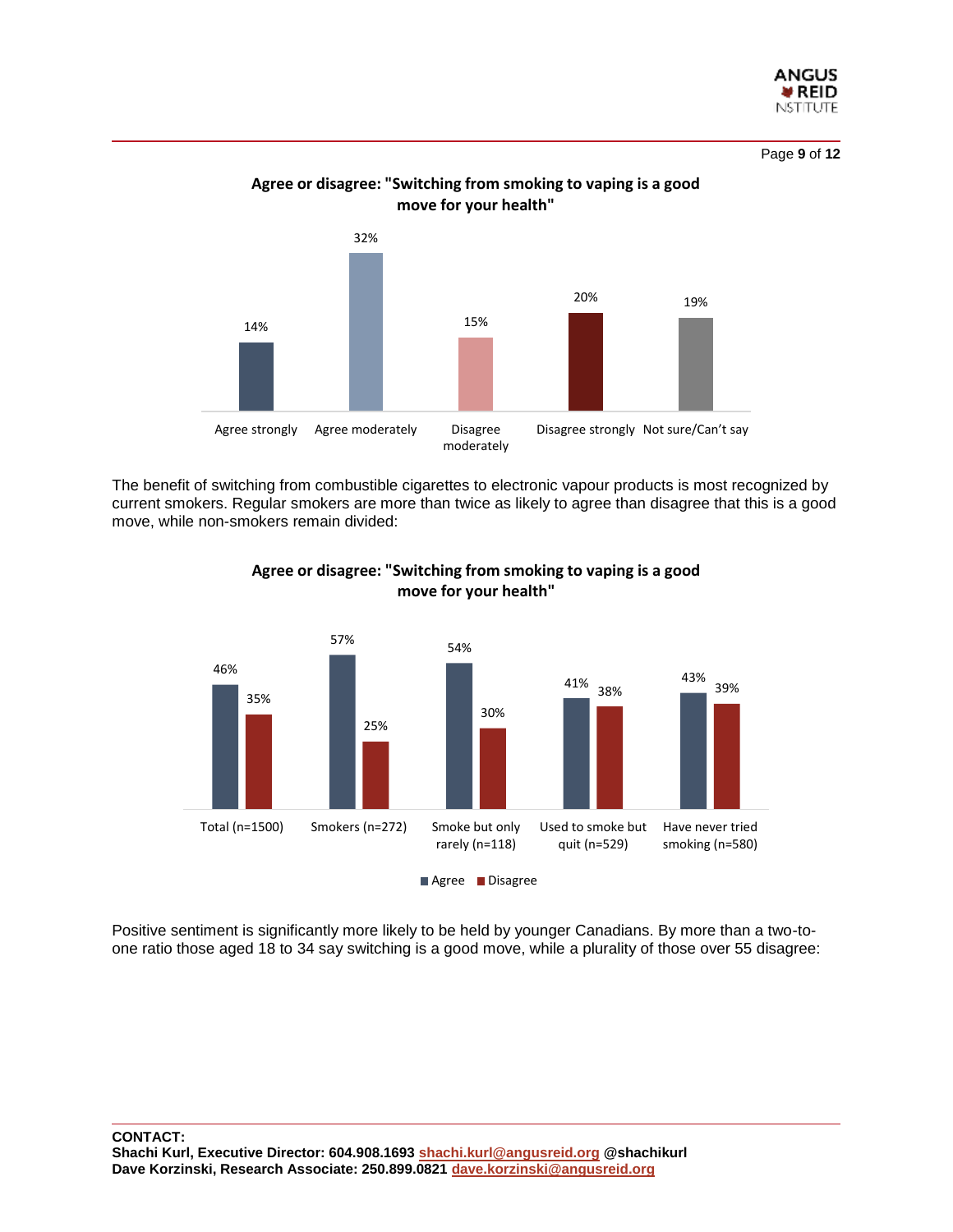**Agree or disagree: "Switching from smoking to vaping is a good move for your health"**

| Response | % |
|---|---|
| Agree strongly | 14% |
| Agree moderately | 32% |
| Disagree moderately | 15% |
| Disagree strongly | 20% |
| Not sure/Can't say | 19% |

The benefit of switching from combustible cigarettes to electronic vapour products is most recognized by current smokers. Regular smokers are more than twice as likely to agree than disagree that this is a good move, while non-smokers remain divided:

**Agree or disagree: "Switching from smoking to vaping is a good move for your health"**

| | Agree | Disagree |
|---|---|---|
| Total (n=1500) | 46% | 35% |
| Smokers (n=272) | 57% | 25% |
| Smoke but only rarely (n=118) | 54% | 30% |
| Used to smoke but quit (n=529) | 41% | 38% |
| Have never tried smoking (n=580) | 43% | 39% |

Positive sentiment is significantly more likely to be held by younger Canadians. By more than a two-to-one ratio those aged 18 to 34 say switching is a good move, while a plurality of those over 55 disagree:

**CONTACT:**
**Shachi Kurl, Executive Director: 604.908.1693 shachi.kurl@angusreid.org @shachikurl**
**Dave Korzinski, Research Associate: 250.899.0821 dave.korzinski@angusreid.org**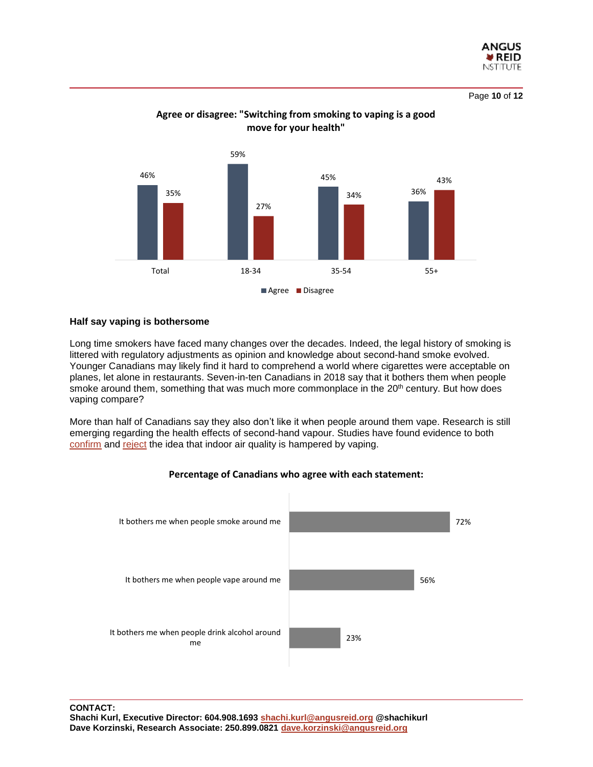**Agree or disagree: "Switching from smoking to vaping is a good move for your health"**

| | Total | 18-34 | 35-54 | 55+ |
|---|---|---|---|---|
| Agree | 46% | 59% | 45% | 36% |
| Disagree | 35% | 27% | 34% | 43% |

## Half say vaping is bothersome

Long time smokers have faced many changes over the decades. Indeed, the legal history of smoking is littered with regulatory adjustments as opinion and knowledge about second-hand smoke evolved. Younger Canadians may likely find it hard to comprehend a world where cigarettes were acceptable on planes, let alone in restaurants. Seven-in-ten Canadians in 2018 say that it bothers them when people smoke around them, something that was much more commonplace in the 20th century. But how does vaping compare?

More than half of Canadians say they also don't like it when people around them vape. Research is still emerging regarding the health effects of second-hand vapour. Studies have found evidence to both confirm and reject the idea that indoor air quality is hampered by vaping.

**Percentage of Canadians who agree with each statement:**

| Statement | % |
|---|---|
| It bothers me when people smoke around me | 72% |
| It bothers me when people vape around me | 56% |
| It bothers me when people drink alcohol around me | 23% |

**CONTACT:**
**Shachi Kurl, Executive Director: 604.908.1693 shachi.kurl@angusreid.org @shachikurl**
**Dave Korzinski, Research Associate: 250.899.0821 dave.korzinski@angusreid.org**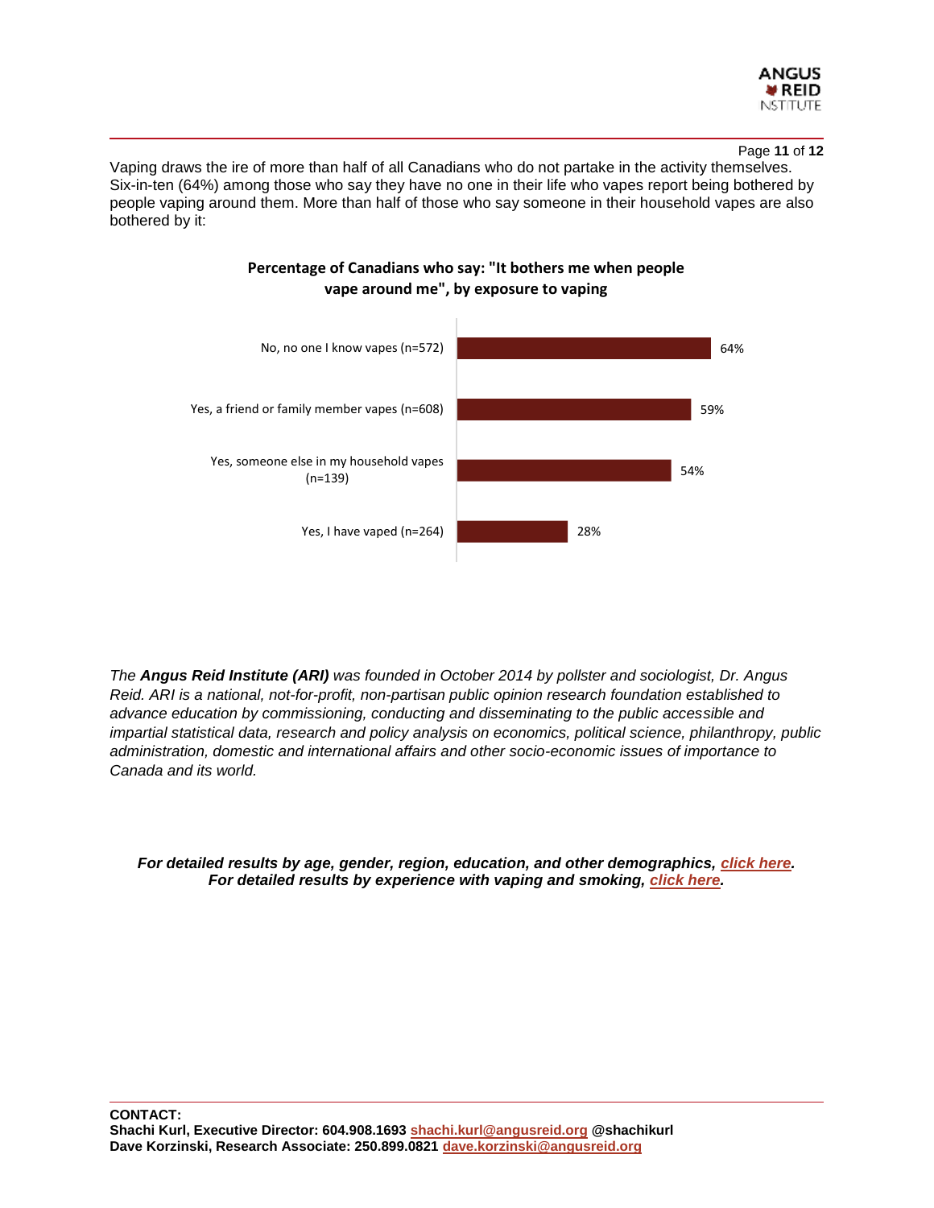Vaping draws the ire of more than half of all Canadians who do not partake in the activity themselves. Six-in-ten (64%) among those who say they have no one in their life who vapes report being bothered by people vaping around them. More than half of those who say someone in their household vapes are also bothered by it:

**Percentage of Canadians who say: "It bothers me when people vape around me", by exposure to vaping**

| Exposure to vaping | % |
|---|---|
| No, no one I know vapes (n=572) | 64% |
| Yes, a friend or family member vapes (n=608) | 59% |
| Yes, someone else in my household vapes (n=139) | 54% |
| Yes, I have vaped (n=264) | 28% |

*The* ***Angus Reid Institute (ARI)*** *was founded in October 2014 by pollster and sociologist, Dr. Angus Reid. ARI is a national, not-for-profit, non-partisan public opinion research foundation established to advance education by commissioning, conducting and disseminating to the public accessible and impartial statistical data, research and policy analysis on economics, political science, philanthropy, public administration, domestic and international affairs and other socio-economic issues of importance to Canada and its world.*

***For detailed results by age, gender, region, education, and other demographics, click here.***
***For detailed results by experience with vaping and smoking, click here.***

**CONTACT:**
**Shachi Kurl, Executive Director: 604.908.1693 shachi.kurl@angusreid.org @shachikurl**
**Dave Korzinski, Research Associate: 250.899.0821 dave.korzinski@angusreid.org**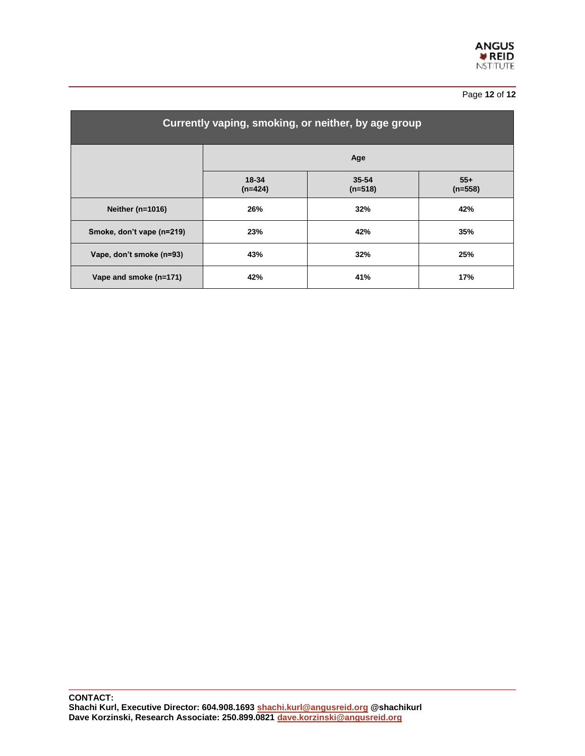| Currently vaping, smoking, or neither, by age group | | | |
|---|---|---|---|
| | Age | | |
| | 18-34 (n=424) | 35-54 (n=518) | 55+ (n=558) |
| Neither (n=1016) | 26% | 32% | 42% |
| Smoke, don't vape (n=219) | 23% | 42% | 35% |
| Vape, don't smoke (n=93) | 43% | 32% | 25% |
| Vape and smoke (n=171) | 42% | 41% | 17% |

**CONTACT:**
**Shachi Kurl, Executive Director: 604.908.1693 shachi.kurl@angusreid.org @shachikurl**
**Dave Korzinski, Research Associate: 250.899.0821 dave.korzinski@angusreid.org**